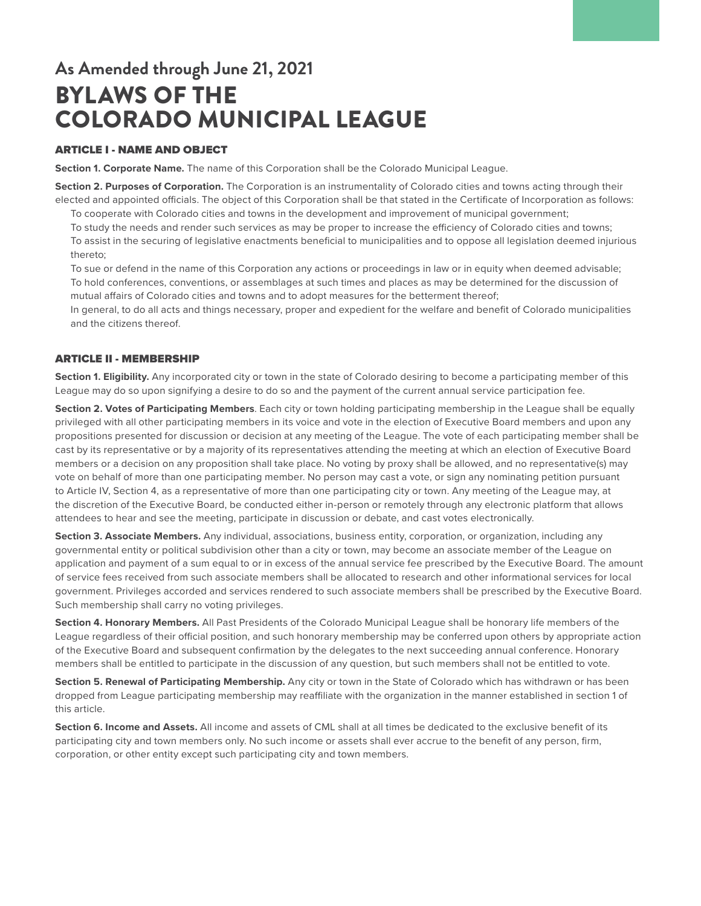## As Amended through June 21, 2021

# BYLAWS OF THE COLORADO MUNICIPAL LEAGUE

## ARTICLE I - NAME AND OBJECT

**Section 1. Corporate Name.** The name of this Corporation shall be the Colorado Municipal League.

**Section 2. Purposes of Corporation.** The Corporation is an instrumentality of Colorado cities and towns acting through their elected and appointed officials. The object of this Corporation shall be that stated in the Certificate of Incorporation as follows:

To cooperate with Colorado cities and towns in the development and improvement of municipal government;

To study the needs and render such services as may be proper to increase the efficiency of Colorado cities and towns;

To assist in the securing of legislative enactments beneficial to municipalities and to oppose all legislation deemed injurious thereto;

To sue or defend in the name of this Corporation any actions or proceedings in law or in equity when deemed advisable;

To hold conferences, conventions, or assemblages at such times and places as may be determined for the discussion of mutual affairs of Colorado cities and towns and to adopt measures for the betterment thereof;

In general, to do all acts and things necessary, proper and expedient for the welfare and benefit of Colorado municipalities and the citizens thereof.

## ARTICLE II - MEMBERSHIP

**Section 1. Eligibility.** Any incorporated city or town in the state of Colorado desiring to become a participating member of this League may do so upon signifying a desire to do so and the payment of the current annual service participation fee.

**Section 2. Votes of Participating Members**. Each city or town holding participating membership in the League shall be equally privileged with all other participating members in its voice and vote in the election of Executive Board members and upon any propositions presented for discussion or decision at any meeting of the League. The vote of each participating member shall be cast by its representative or by a majority of its representatives attending the meeting at which an election of Executive Board members or a decision on any proposition shall take place. No voting by proxy shall be allowed, and no representative(s) may vote on behalf of more than one participating member. No person may cast a vote, or sign any nominating petition pursuant to Article IV, Section 4, as a representative of more than one participating city or town. Any meeting of the League may, at the discretion of the Executive Board, be conducted either in-person or remotely through any electronic platform that allows attendees to hear and see the meeting, participate in discussion or debate, and cast votes electronically.

**Section 3. Associate Members.** Any individual, associations, business entity, corporation, or organization, including any governmental entity or political subdivision other than a city or town, may become an associate member of the League on application and payment of a sum equal to or in excess of the annual service fee prescribed by the Executive Board. The amount of service fees received from such associate members shall be allocated to research and other informational services for local government. Privileges accorded and services rendered to such associate members shall be prescribed by the Executive Board. Such membership shall carry no voting privileges.

**Section 4. Honorary Members.** All Past Presidents of the Colorado Municipal League shall be honorary life members of the League regardless of their official position, and such honorary membership may be conferred upon others by appropriate action of the Executive Board and subsequent confirmation by the delegates to the next succeeding annual conference. Honorary members shall be entitled to participate in the discussion of any question, but such members shall not be entitled to vote.

**Section 5. Renewal of Participating Membership.** Any city or town in the State of Colorado which has withdrawn or has been dropped from League participating membership may reaffiliate with the organization in the manner established in section 1 of this article.

**Section 6. Income and Assets.** All income and assets of CML shall at all times be dedicated to the exclusive benefit of its participating city and town members only. No such income or assets shall ever accrue to the benefit of any person, firm, corporation, or other entity except such participating city and town members.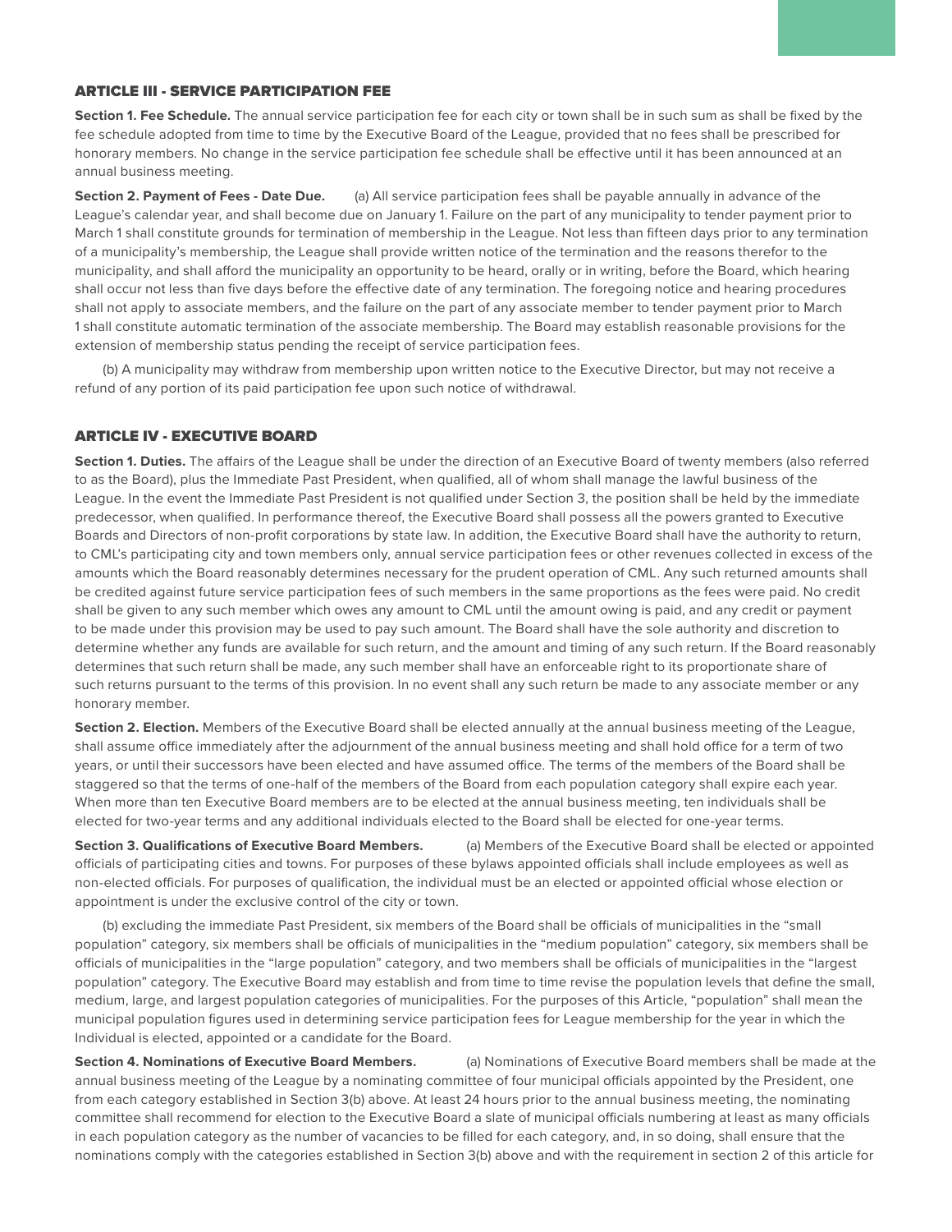## ARTICLE III - SERVICE PARTICIPATION FEE

**Section 1. Fee Schedule.** The annual service participation fee for each city or town shall be in such sum as shall be fixed by the fee schedule adopted from time to time by the Executive Board of the League, provided that no fees shall be prescribed for honorary members. No change in the service participation fee schedule shall be effective until it has been announced at an annual business meeting.

**Section 2. Payment of Fees - Date Due.** (a) All service participation fees shall be payable annually in advance of the League's calendar year, and shall become due on January 1. Failure on the part of any municipality to tender payment prior to March 1 shall constitute grounds for termination of membership in the League. Not less than fifteen days prior to any termination of a municipality's membership, the League shall provide written notice of the termination and the reasons therefor to the municipality, and shall afford the municipality an opportunity to be heard, orally or in writing, before the Board, which hearing shall occur not less than five days before the effective date of any termination. The foregoing notice and hearing procedures shall not apply to associate members, and the failure on the part of any associate member to tender payment prior to March 1 shall constitute automatic termination of the associate membership. The Board may establish reasonable provisions for the extension of membership status pending the receipt of service participation fees.

(b) A municipality may withdraw from membership upon written notice to the Executive Director, but may not receive a refund of any portion of its paid participation fee upon such notice of withdrawal.

## ARTICLE IV - EXECUTIVE BOARD

**Section 1. Duties.** The affairs of the League shall be under the direction of an Executive Board of twenty members (also referred to as the Board), plus the Immediate Past President, when qualified, all of whom shall manage the lawful business of the League. In the event the Immediate Past President is not qualified under Section 3, the position shall be held by the immediate predecessor, when qualified. In performance thereof, the Executive Board shall possess all the powers granted to Executive Boards and Directors of non-profit corporations by state law. In addition, the Executive Board shall have the authority to return, to CML's participating city and town members only, annual service participation fees or other revenues collected in excess of the amounts which the Board reasonably determines necessary for the prudent operation of CML. Any such returned amounts shall be credited against future service participation fees of such members in the same proportions as the fees were paid. No credit shall be given to any such member which owes any amount to CML until the amount owing is paid, and any credit or payment to be made under this provision may be used to pay such amount. The Board shall have the sole authority and discretion to determine whether any funds are available for such return, and the amount and timing of any such return. If the Board reasonably determines that such return shall be made, any such member shall have an enforceable right to its proportionate share of such returns pursuant to the terms of this provision. In no event shall any such return be made to any associate member or any honorary member.

**Section 2. Election.** Members of the Executive Board shall be elected annually at the annual business meeting of the League, shall assume office immediately after the adjournment of the annual business meeting and shall hold office for a term of two years, or until their successors have been elected and have assumed office. The terms of the members of the Board shall be staggered so that the terms of one-half of the members of the Board from each population category shall expire each year. When more than ten Executive Board members are to be elected at the annual business meeting, ten individuals shall be elected for two-year terms and any additional individuals elected to the Board shall be elected for one-year terms.

**Section 3. Qualifications of Executive Board Members.** (a) Members of the Executive Board shall be elected or appointed officials of participating cities and towns. For purposes of these bylaws appointed officials shall include employees as well as non-elected officials. For purposes of qualification, the individual must be an elected or appointed official whose election or appointment is under the exclusive control of the city or town.

(b) excluding the immediate Past President, six members of the Board shall be officials of municipalities in the "small population" category, six members shall be officials of municipalities in the "medium population" category, six members shall be officials of municipalities in the "large population" category, and two members shall be officials of municipalities in the "largest population" category. The Executive Board may establish and from time to time revise the population levels that define the small, medium, large, and largest population categories of municipalities. For the purposes of this Article, "population" shall mean the municipal population figures used in determining service participation fees for League membership for the year in which the Individual is elected, appointed or a candidate for the Board.

**Section 4. Nominations of Executive Board Members.** (a) Nominations of Executive Board members shall be made at the annual business meeting of the League by a nominating committee of four municipal officials appointed by the President, one from each category established in Section 3(b) above. At least 24 hours prior to the annual business meeting, the nominating committee shall recommend for election to the Executive Board a slate of municipal officials numbering at least as many officials in each population category as the number of vacancies to be filled for each category, and, in so doing, shall ensure that the nominations comply with the categories established in Section 3(b) above and with the requirement in section 2 of this article for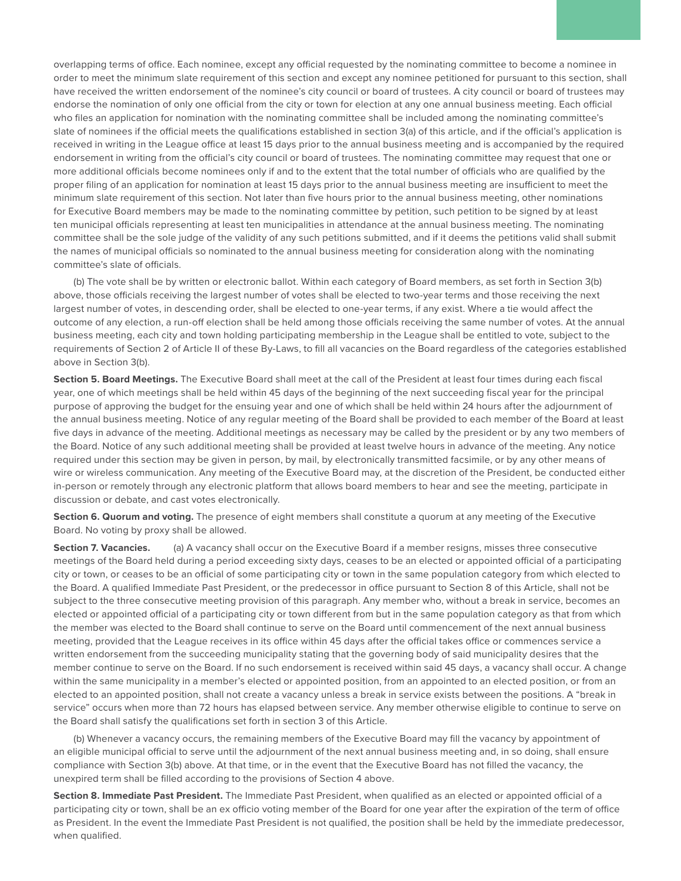overlapping terms of office. Each nominee, except any official requested by the nominating committee to become a nominee in order to meet the minimum slate requirement of this section and except any nominee petitioned for pursuant to this section, shall have received the written endorsement of the nominee's city council or board of trustees. A city council or board of trustees may endorse the nomination of only one official from the city or town for election at any one annual business meeting. Each official who files an application for nomination with the nominating committee shall be included among the nominating committee's slate of nominees if the official meets the qualifications established in section 3(a) of this article, and if the official's application is received in writing in the League office at least 15 days prior to the annual business meeting and is accompanied by the required endorsement in writing from the official's city council or board of trustees. The nominating committee may request that one or more additional officials become nominees only if and to the extent that the total number of officials who are qualified by the proper filing of an application for nomination at least 15 days prior to the annual business meeting are insufficient to meet the minimum slate requirement of this section. Not later than five hours prior to the annual business meeting, other nominations for Executive Board members may be made to the nominating committee by petition, such petition to be signed by at least ten municipal officials representing at least ten municipalities in attendance at the annual business meeting. The nominating committee shall be the sole judge of the validity of any such petitions submitted, and if it deems the petitions valid shall submit the names of municipal officials so nominated to the annual business meeting for consideration along with the nominating committee's slate of officials.

(b) The vote shall be by written or electronic ballot. Within each category of Board members, as set forth in Section 3(b) above, those officials receiving the largest number of votes shall be elected to two-year terms and those receiving the next largest number of votes, in descending order, shall be elected to one-year terms, if any exist. Where a tie would affect the outcome of any election, a run-off election shall be held among those officials receiving the same number of votes. At the annual business meeting, each city and town holding participating membership in the League shall be entitled to vote, subject to the requirements of Section 2 of Article II of these By-Laws, to fill all vacancies on the Board regardless of the categories established above in Section 3(b).

**Section 5. Board Meetings.** The Executive Board shall meet at the call of the President at least four times during each fiscal year, one of which meetings shall be held within 45 days of the beginning of the next succeeding fiscal year for the principal purpose of approving the budget for the ensuing year and one of which shall be held within 24 hours after the adjournment of the annual business meeting. Notice of any regular meeting of the Board shall be provided to each member of the Board at least five days in advance of the meeting. Additional meetings as necessary may be called by the president or by any two members of the Board. Notice of any such additional meeting shall be provided at least twelve hours in advance of the meeting. Any notice required under this section may be given in person, by mail, by electronically transmitted facsimile, or by any other means of wire or wireless communication. Any meeting of the Executive Board may, at the discretion of the President, be conducted either in-person or remotely through any electronic platform that allows board members to hear and see the meeting, participate in discussion or debate, and cast votes electronically.

**Section 6. Quorum and voting.** The presence of eight members shall constitute a quorum at any meeting of the Executive Board. No voting by proxy shall be allowed.

**Section 7. Vacancies.** (a) A vacancy shall occur on the Executive Board if a member resigns, misses three consecutive meetings of the Board held during a period exceeding sixty days, ceases to be an elected or appointed official of a participating city or town, or ceases to be an official of some participating city or town in the same population category from which elected to the Board. A qualified Immediate Past President, or the predecessor in office pursuant to Section 8 of this Article, shall not be subject to the three consecutive meeting provision of this paragraph. Any member who, without a break in service, becomes an elected or appointed official of a participating city or town different from but in the same population category as that from which the member was elected to the Board shall continue to serve on the Board until commencement of the next annual business meeting, provided that the League receives in its office within 45 days after the official takes office or commences service a written endorsement from the succeeding municipality stating that the governing body of said municipality desires that the member continue to serve on the Board. If no such endorsement is received within said 45 days, a vacancy shall occur. A change within the same municipality in a member's elected or appointed position, from an appointed to an elected position, or from an elected to an appointed position, shall not create a vacancy unless a break in service exists between the positions. A "break in service" occurs when more than 72 hours has elapsed between service. Any member otherwise eligible to continue to serve on the Board shall satisfy the qualifications set forth in section 3 of this Article.

(b) Whenever a vacancy occurs, the remaining members of the Executive Board may fill the vacancy by appointment of an eligible municipal official to serve until the adjournment of the next annual business meeting and, in so doing, shall ensure compliance with Section 3(b) above. At that time, or in the event that the Executive Board has not filled the vacancy, the unexpired term shall be filled according to the provisions of Section 4 above.

**Section 8. Immediate Past President.** The Immediate Past President, when qualified as an elected or appointed official of a participating city or town, shall be an ex officio voting member of the Board for one year after the expiration of the term of office as President. In the event the Immediate Past President is not qualified, the position shall be held by the immediate predecessor, when qualified.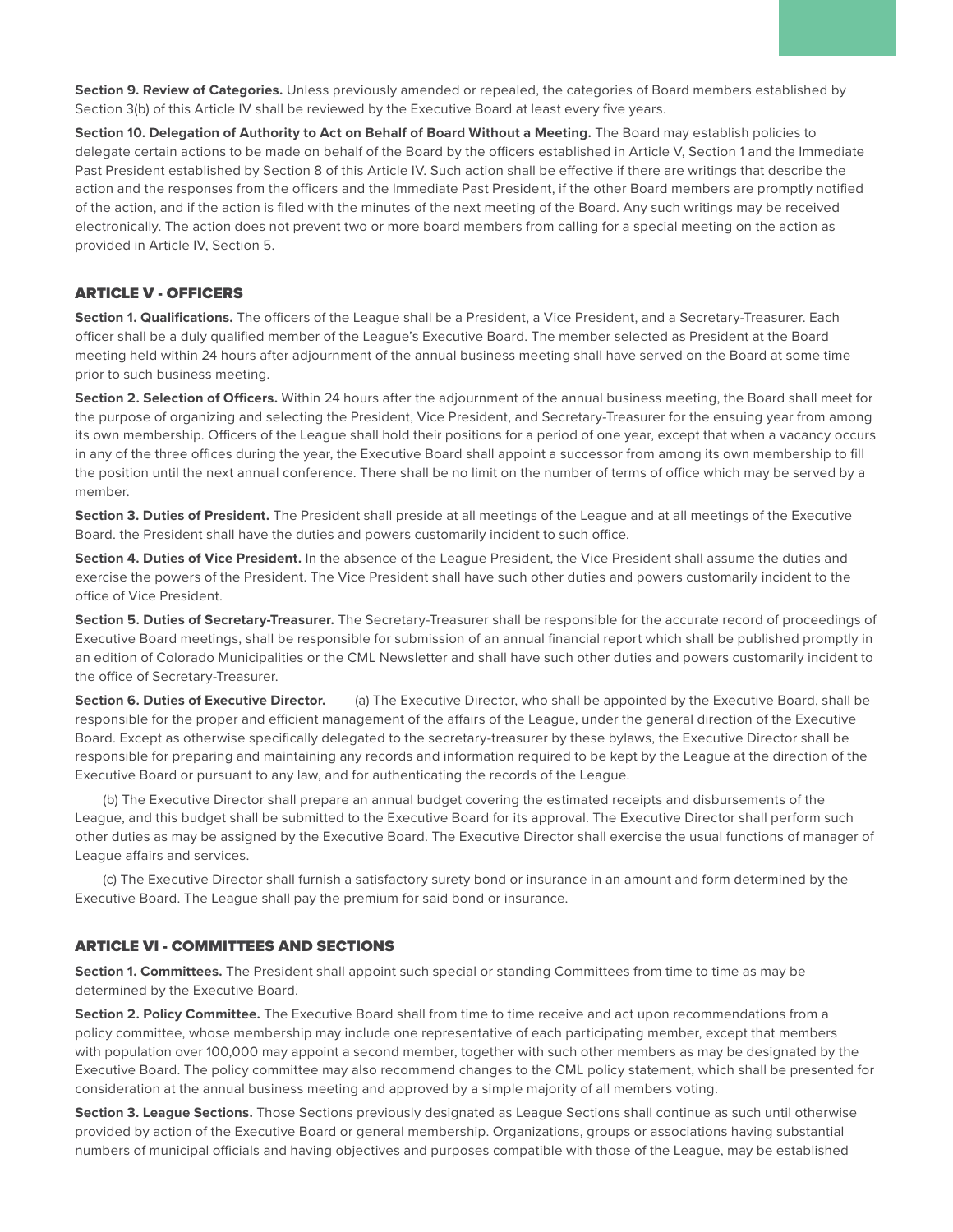**Section 9. Review of Categories.** Unless previously amended or repealed, the categories of Board members established by Section 3(b) of this Article IV shall be reviewed by the Executive Board at least every five years.

**Section 10. Delegation of Authority to Act on Behalf of Board Without a Meeting.** The Board may establish policies to delegate certain actions to be made on behalf of the Board by the officers established in Article V, Section 1 and the Immediate Past President established by Section 8 of this Article IV. Such action shall be effective if there are writings that describe the action and the responses from the officers and the Immediate Past President, if the other Board members are promptly notified of the action, and if the action is filed with the minutes of the next meeting of the Board. Any such writings may be received electronically. The action does not prevent two or more board members from calling for a special meeting on the action as provided in Article IV, Section 5.

## ARTICLE V - OFFICERS

**Section 1. Qualifications.** The officers of the League shall be a President, a Vice President, and a Secretary-Treasurer. Each officer shall be a duly qualified member of the League's Executive Board. The member selected as President at the Board meeting held within 24 hours after adjournment of the annual business meeting shall have served on the Board at some time prior to such business meeting.

**Section 2. Selection of Officers.** Within 24 hours after the adjournment of the annual business meeting, the Board shall meet for the purpose of organizing and selecting the President, Vice President, and Secretary-Treasurer for the ensuing year from among its own membership. Officers of the League shall hold their positions for a period of one year, except that when a vacancy occurs in any of the three offices during the year, the Executive Board shall appoint a successor from among its own membership to fill the position until the next annual conference. There shall be no limit on the number of terms of office which may be served by a member.

**Section 3. Duties of President.** The President shall preside at all meetings of the League and at all meetings of the Executive Board. the President shall have the duties and powers customarily incident to such office.

**Section 4. Duties of Vice President.** In the absence of the League President, the Vice President shall assume the duties and exercise the powers of the President. The Vice President shall have such other duties and powers customarily incident to the office of Vice President.

**Section 5. Duties of Secretary-Treasurer.** The Secretary-Treasurer shall be responsible for the accurate record of proceedings of Executive Board meetings, shall be responsible for submission of an annual financial report which shall be published promptly in an edition of Colorado Municipalities or the CML Newsletter and shall have such other duties and powers customarily incident to the office of Secretary-Treasurer.

**Section 6. Duties of Executive Director.** (a) The Executive Director, who shall be appointed by the Executive Board, shall be responsible for the proper and efficient management of the affairs of the League, under the general direction of the Executive Board. Except as otherwise specifically delegated to the secretary-treasurer by these bylaws, the Executive Director shall be responsible for preparing and maintaining any records and information required to be kept by the League at the direction of the Executive Board or pursuant to any law, and for authenticating the records of the League.

(b) The Executive Director shall prepare an annual budget covering the estimated receipts and disbursements of the League, and this budget shall be submitted to the Executive Board for its approval. The Executive Director shall perform such other duties as may be assigned by the Executive Board. The Executive Director shall exercise the usual functions of manager of League affairs and services.

(c) The Executive Director shall furnish a satisfactory surety bond or insurance in an amount and form determined by the Executive Board. The League shall pay the premium for said bond or insurance.

## ARTICLE VI - COMMITTEES AND SECTIONS

**Section 1. Committees.** The President shall appoint such special or standing Committees from time to time as may be determined by the Executive Board.

**Section 2. Policy Committee.** The Executive Board shall from time to time receive and act upon recommendations from a policy committee, whose membership may include one representative of each participating member, except that members with population over 100,000 may appoint a second member, together with such other members as may be designated by the Executive Board. The policy committee may also recommend changes to the CML policy statement, which shall be presented for consideration at the annual business meeting and approved by a simple majority of all members voting.

**Section 3. League Sections.** Those Sections previously designated as League Sections shall continue as such until otherwise provided by action of the Executive Board or general membership. Organizations, groups or associations having substantial numbers of municipal officials and having objectives and purposes compatible with those of the League, may be established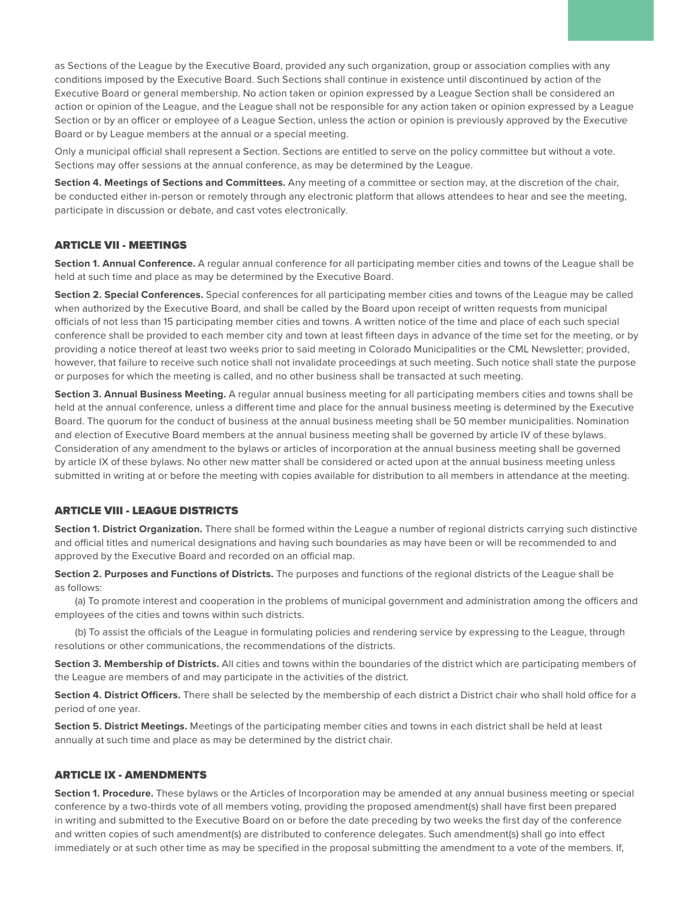as Sections of the League by the Executive Board, provided any such organization, group or association complies with any conditions imposed by the Executive Board. Such Sections shall continue in existence until discontinued by action of the Executive Board or general membership. No action taken or opinion expressed by a League Section shall be considered an action or opinion of the League, and the League shall not be responsible for any action taken or opinion expressed by a League Section or by an officer or employee of a League Section, unless the action or opinion is previously approved by the Executive Board or by League members at the annual or a special meeting.

Only a municipal official shall represent a Section. Sections are entitled to serve on the policy committee but without a vote. Sections may offer sessions at the annual conference, as may be determined by the League.

**Section 4. Meetings of Sections and Committees.** Any meeting of a committee or section may, at the discretion of the chair, be conducted either in-person or remotely through any electronic platform that allows attendees to hear and see the meeting, participate in discussion or debate, and cast votes electronically.

## ARTICLE VII - MEETINGS

**Section 1. Annual Conference.** A regular annual conference for all participating member cities and towns of the League shall be held at such time and place as may be determined by the Executive Board.

**Section 2. Special Conferences.** Special conferences for all participating member cities and towns of the League may be called when authorized by the Executive Board, and shall be called by the Board upon receipt of written requests from municipal officials of not less than 15 participating member cities and towns. A written notice of the time and place of each such special conference shall be provided to each member city and town at least fifteen days in advance of the time set for the meeting, or by providing a notice thereof at least two weeks prior to said meeting in Colorado Municipalities or the CML Newsletter; provided, however, that failure to receive such notice shall not invalidate proceedings at such meeting. Such notice shall state the purpose or purposes for which the meeting is called, and no other business shall be transacted at such meeting.

**Section 3. Annual Business Meeting.** A regular annual business meeting for all participating members cities and towns shall be held at the annual conference, unless a different time and place for the annual business meeting is determined by the Executive Board. The quorum for the conduct of business at the annual business meeting shall be 50 member municipalities. Nomination and election of Executive Board members at the annual business meeting shall be governed by article IV of these bylaws. Consideration of any amendment to the bylaws or articles of incorporation at the annual business meeting shall be governed by article IX of these bylaws. No other new matter shall be considered or acted upon at the annual business meeting unless submitted in writing at or before the meeting with copies available for distribution to all members in attendance at the meeting.

## ARTICLE VIII - LEAGUE DISTRICTS

**Section 1. District Organization.** There shall be formed within the League a number of regional districts carrying such distinctive and official titles and numerical designations and having such boundaries as may have been or will be recommended to and approved by the Executive Board and recorded on an official map.

**Section 2. Purposes and Functions of Districts.** The purposes and functions of the regional districts of the League shall be as follows:

(a) To promote interest and cooperation in the problems of municipal government and administration among the officers and employees of the cities and towns within such districts.

(b) To assist the officials of the League in formulating policies and rendering service by expressing to the League, through resolutions or other communications, the recommendations of the districts.

**Section 3. Membership of Districts.** All cities and towns within the boundaries of the district which are participating members of the League are members of and may participate in the activities of the district.

**Section 4. District Officers.** There shall be selected by the membership of each district a District chair who shall hold office for a period of one year.

**Section 5. District Meetings.** Meetings of the participating member cities and towns in each district shall be held at least annually at such time and place as may be determined by the district chair.

## ARTICLE IX - AMENDMENTS

**Section 1. Procedure.** These bylaws or the Articles of Incorporation may be amended at any annual business meeting or special conference by a two-thirds vote of all members voting, providing the proposed amendment(s) shall have first been prepared in writing and submitted to the Executive Board on or before the date preceding by two weeks the first day of the conference and written copies of such amendment(s) are distributed to conference delegates. Such amendment(s) shall go into effect immediately or at such other time as may be specified in the proposal submitting the amendment to a vote of the members. If,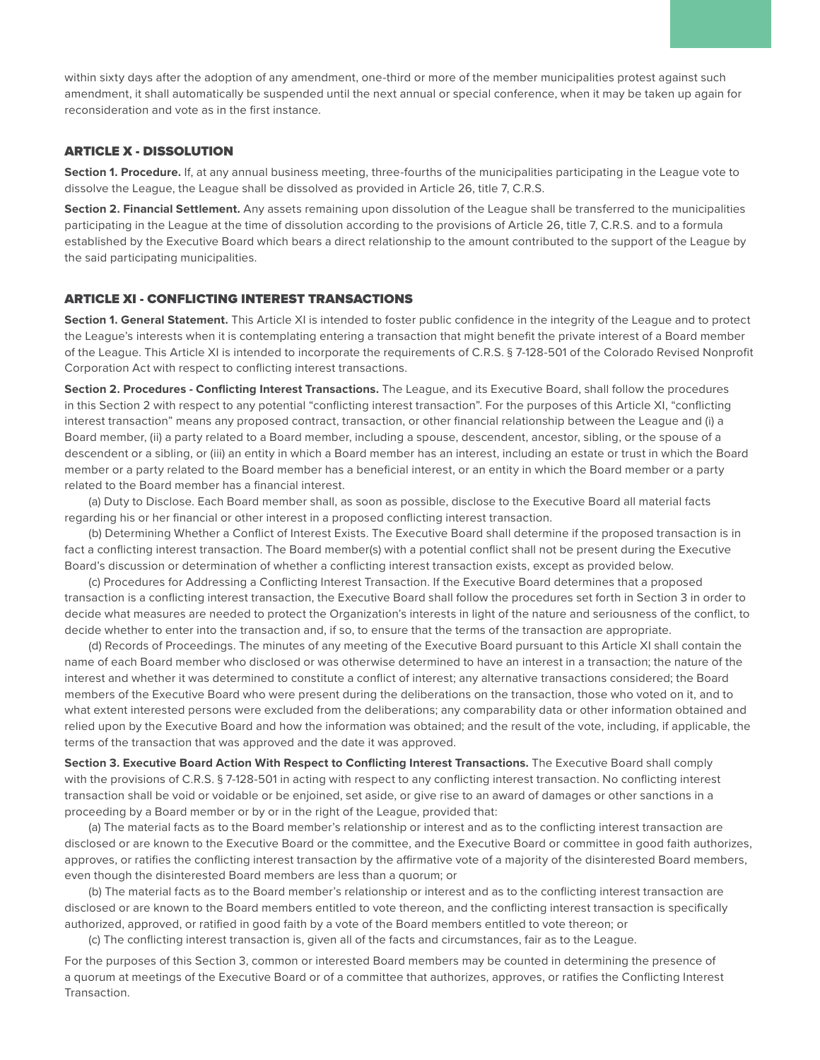within sixty days after the adoption of any amendment, one-third or more of the member municipalities protest against such amendment, it shall automatically be suspended until the next annual or special conference, when it may be taken up again for reconsideration and vote as in the first instance.

## ARTICLE X - DISSOLUTION

**Section 1. Procedure.** If, at any annual business meeting, three-fourths of the municipalities participating in the League vote to dissolve the League, the League shall be dissolved as provided in Article 26, title 7, C.R.S.

**Section 2. Financial Settlement.** Any assets remaining upon dissolution of the League shall be transferred to the municipalities participating in the League at the time of dissolution according to the provisions of Article 26, title 7, C.R.S. and to a formula established by the Executive Board which bears a direct relationship to the amount contributed to the support of the League by the said participating municipalities.

## ARTICLE XI - CONFLICTING INTEREST TRANSACTIONS

**Section 1. General Statement.** This Article XI is intended to foster public confidence in the integrity of the League and to protect the League's interests when it is contemplating entering a transaction that might benefit the private interest of a Board member of the League. This Article XI is intended to incorporate the requirements of C.R.S. § 7-128-501 of the Colorado Revised Nonprofit Corporation Act with respect to conflicting interest transactions.

**Section 2. Procedures - Conflicting Interest Transactions.** The League, and its Executive Board, shall follow the procedures in this Section 2 with respect to any potential "conflicting interest transaction". For the purposes of this Article XI, "conflicting interest transaction" means any proposed contract, transaction, or other financial relationship between the League and (i) a Board member, (ii) a party related to a Board member, including a spouse, descendent, ancestor, sibling, or the spouse of a descendent or a sibling, or (iii) an entity in which a Board member has an interest, including an estate or trust in which the Board member or a party related to the Board member has a beneficial interest, or an entity in which the Board member or a party related to the Board member has a financial interest.

(a) Duty to Disclose. Each Board member shall, as soon as possible, disclose to the Executive Board all material facts regarding his or her financial or other interest in a proposed conflicting interest transaction.

(b) Determining Whether a Conflict of Interest Exists. The Executive Board shall determine if the proposed transaction is in fact a conflicting interest transaction. The Board member(s) with a potential conflict shall not be present during the Executive Board's discussion or determination of whether a conflicting interest transaction exists, except as provided below.

(c) Procedures for Addressing a Conflicting Interest Transaction. If the Executive Board determines that a proposed transaction is a conflicting interest transaction, the Executive Board shall follow the procedures set forth in Section 3 in order to decide what measures are needed to protect the Organization's interests in light of the nature and seriousness of the conflict, to decide whether to enter into the transaction and, if so, to ensure that the terms of the transaction are appropriate.

(d) Records of Proceedings. The minutes of any meeting of the Executive Board pursuant to this Article XI shall contain the name of each Board member who disclosed or was otherwise determined to have an interest in a transaction; the nature of the interest and whether it was determined to constitute a conflict of interest; any alternative transactions considered; the Board members of the Executive Board who were present during the deliberations on the transaction, those who voted on it, and to what extent interested persons were excluded from the deliberations; any comparability data or other information obtained and relied upon by the Executive Board and how the information was obtained; and the result of the vote, including, if applicable, the terms of the transaction that was approved and the date it was approved.

**Section 3. Executive Board Action With Respect to Conflicting Interest Transactions.** The Executive Board shall comply with the provisions of C.R.S. § 7-128-501 in acting with respect to any conflicting interest transaction. No conflicting interest transaction shall be void or voidable or be enjoined, set aside, or give rise to an award of damages or other sanctions in a proceeding by a Board member or by or in the right of the League, provided that:

(a) The material facts as to the Board member's relationship or interest and as to the conflicting interest transaction are disclosed or are known to the Executive Board or the committee, and the Executive Board or committee in good faith authorizes, approves, or ratifies the conflicting interest transaction by the affirmative vote of a majority of the disinterested Board members, even though the disinterested Board members are less than a quorum; or

(b) The material facts as to the Board member's relationship or interest and as to the conflicting interest transaction are disclosed or are known to the Board members entitled to vote thereon, and the conflicting interest transaction is specifically authorized, approved, or ratified in good faith by a vote of the Board members entitled to vote thereon; or

(c) The conflicting interest transaction is, given all of the facts and circumstances, fair as to the League.

For the purposes of this Section 3, common or interested Board members may be counted in determining the presence of a quorum at meetings of the Executive Board or of a committee that authorizes, approves, or ratifies the Conflicting Interest Transaction.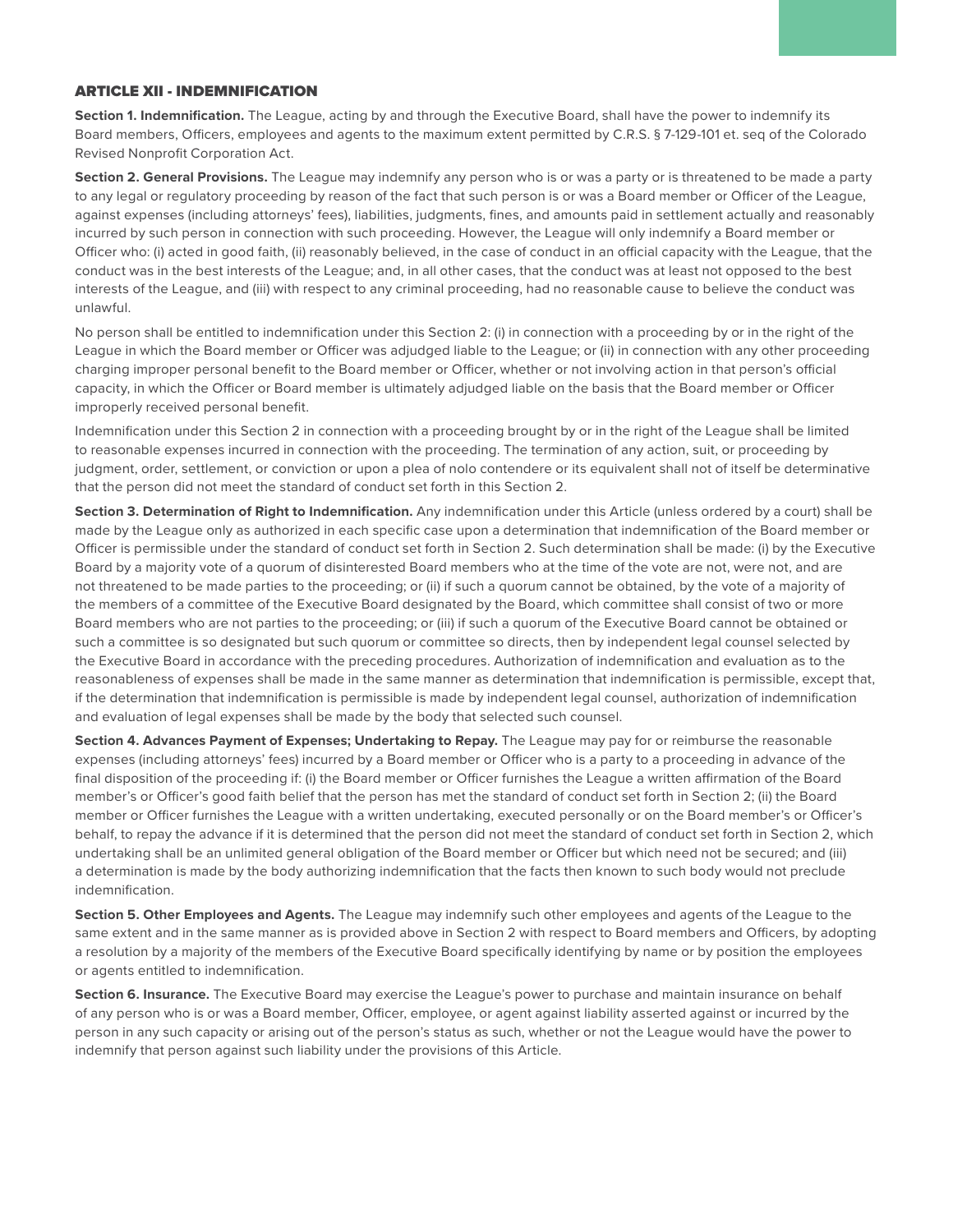## ARTICLE XII - INDEMNIFICATION

**Section 1. Indemnification.** The League, acting by and through the Executive Board, shall have the power to indemnify its Board members, Officers, employees and agents to the maximum extent permitted by C.R.S. § 7-129-101 et. seq of the Colorado Revised Nonprofit Corporation Act.

**Section 2. General Provisions.** The League may indemnify any person who is or was a party or is threatened to be made a party to any legal or regulatory proceeding by reason of the fact that such person is or was a Board member or Officer of the League, against expenses (including attorneys' fees), liabilities, judgments, fines, and amounts paid in settlement actually and reasonably incurred by such person in connection with such proceeding. However, the League will only indemnify a Board member or Officer who: (i) acted in good faith, (ii) reasonably believed, in the case of conduct in an official capacity with the League, that the conduct was in the best interests of the League; and, in all other cases, that the conduct was at least not opposed to the best interests of the League, and (iii) with respect to any criminal proceeding, had no reasonable cause to believe the conduct was unlawful.

No person shall be entitled to indemnification under this Section 2: (i) in connection with a proceeding by or in the right of the League in which the Board member or Officer was adjudged liable to the League; or (ii) in connection with any other proceeding charging improper personal benefit to the Board member or Officer, whether or not involving action in that person's official capacity, in which the Officer or Board member is ultimately adjudged liable on the basis that the Board member or Officer improperly received personal benefit.

Indemnification under this Section 2 in connection with a proceeding brought by or in the right of the League shall be limited to reasonable expenses incurred in connection with the proceeding. The termination of any action, suit, or proceeding by judgment, order, settlement, or conviction or upon a plea of nolo contendere or its equivalent shall not of itself be determinative that the person did not meet the standard of conduct set forth in this Section 2.

**Section 3. Determination of Right to Indemnification.** Any indemnification under this Article (unless ordered by a court) shall be made by the League only as authorized in each specific case upon a determination that indemnification of the Board member or Officer is permissible under the standard of conduct set forth in Section 2. Such determination shall be made: (i) by the Executive Board by a majority vote of a quorum of disinterested Board members who at the time of the vote are not, were not, and are not threatened to be made parties to the proceeding; or (ii) if such a quorum cannot be obtained, by the vote of a majority of the members of a committee of the Executive Board designated by the Board, which committee shall consist of two or more Board members who are not parties to the proceeding; or (iii) if such a quorum of the Executive Board cannot be obtained or such a committee is so designated but such quorum or committee so directs, then by independent legal counsel selected by the Executive Board in accordance with the preceding procedures. Authorization of indemnification and evaluation as to the reasonableness of expenses shall be made in the same manner as determination that indemnification is permissible, except that, if the determination that indemnification is permissible is made by independent legal counsel, authorization of indemnification and evaluation of legal expenses shall be made by the body that selected such counsel.

**Section 4. Advances Payment of Expenses; Undertaking to Repay.** The League may pay for or reimburse the reasonable expenses (including attorneys' fees) incurred by a Board member or Officer who is a party to a proceeding in advance of the final disposition of the proceeding if: (i) the Board member or Officer furnishes the League a written affirmation of the Board member's or Officer's good faith belief that the person has met the standard of conduct set forth in Section 2; (ii) the Board member or Officer furnishes the League with a written undertaking, executed personally or on the Board member's or Officer's behalf, to repay the advance if it is determined that the person did not meet the standard of conduct set forth in Section 2, which undertaking shall be an unlimited general obligation of the Board member or Officer but which need not be secured; and (iii) a determination is made by the body authorizing indemnification that the facts then known to such body would not preclude indemnification.

**Section 5. Other Employees and Agents.** The League may indemnify such other employees and agents of the League to the same extent and in the same manner as is provided above in Section 2 with respect to Board members and Officers, by adopting a resolution by a majority of the members of the Executive Board specifically identifying by name or by position the employees or agents entitled to indemnification.

**Section 6. Insurance.** The Executive Board may exercise the League's power to purchase and maintain insurance on behalf of any person who is or was a Board member, Officer, employee, or agent against liability asserted against or incurred by the person in any such capacity or arising out of the person's status as such, whether or not the League would have the power to indemnify that person against such liability under the provisions of this Article.